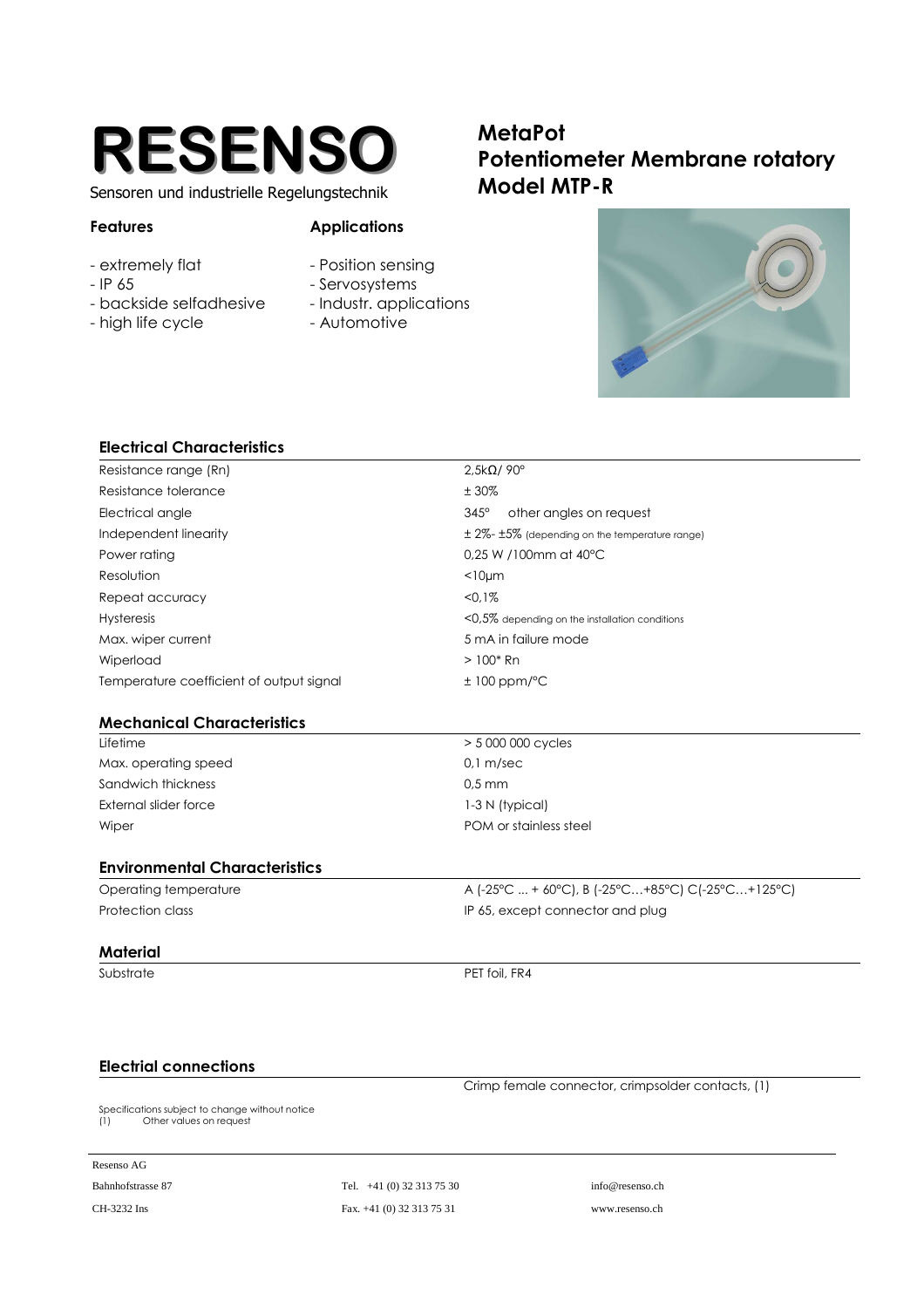# RESENSO

Sensoren und industrielle Regelungstechnik

## MetaPot
## Potentiometer Membrane rotatory
## Model MTP-R

**Features**

- extremely flat
- IP 65
- backside selfadhesive
- high life cycle

**Applications**

- Position sensing
- Servosystems
- Industr. applications
- Automotive

### Electrical Characteristics

| | |
|---|---|
| Resistance range (Rn) | 2,5kΩ/ 90° |
| Resistance tolerance | ± 30% |
| Electrical angle | 345° other angles on request |
| Independent linearity | ± 2%- ±5% (depending on the temperature range) |
| Power rating | 0,25 W /100mm at 40°C |
| Resolution | <10µm |
| Repeat accuracy | <0,1% |
| Hysteresis | <0,5% depending on the installation conditions |
| Max. wiper current | 5 mA in failure mode |
| Wiperload | > 100* Rn |
| Temperature coefficient of output signal | ± 100 ppm/°C |

### Mechanical Characteristics

| | |
|---|---|
| Lifetime | > 5 000 000 cycles |
| Max. operating speed | 0,1 m/sec |
| Sandwich thickness | 0,5 mm |
| External slider force | 1-3 N (typical) |
| Wiper | POM or stainless steel |

### Environmental Characteristics

| | |
|---|---|
| Operating temperature | A (-25°C ... + 60°C), B (-25°C…+85°C) C(-25°C…+125°C) |
| Protection class | IP 65, except connector and plug |

### Material

| | |
|---|---|
| Substrate | PET foil, FR4 |

### Electrial connections

Crimp female connector, crimpsolder contacts, (1)

Specifications subject to change without notice
(1) Other values on request

Resenso AG
Bahnhofstrasse 87
CH-3232 Ins

Tel. +41 (0) 32 313 75 30
Fax. +41 (0) 32 313 75 31

info@resenso.ch
www.resenso.ch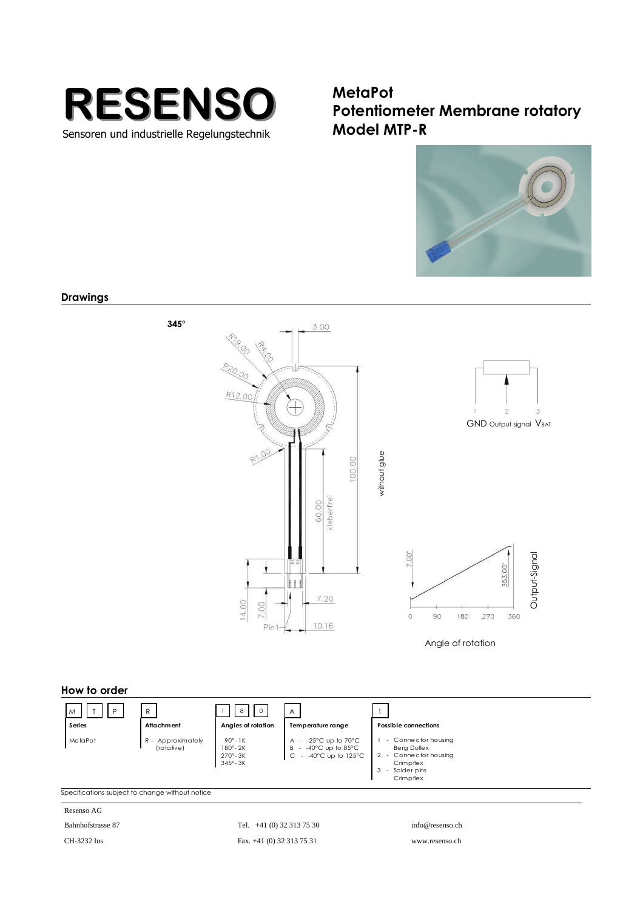# RESENSO

Sensoren und industrielle Regelungstechnik

## MetaPot
## Potentiometer Membrane rotatory
## Model MTP-R

## Drawings

345°

3.00

R19.00

R4.00

R20.00

R12.00

R1.00

100.00

60.00 kleberfrei

without glue

14.00

7.00

7.20

10.16

Pin1

1 2 3

GND Output signal $V_{BAT}$

7.00°

353.00°

Output-Signal

0 90 180 270 360

Angle of rotation

## How to order

| M T P | R | 1 8 0 | A | 1 |
|---|---|---|---|---|
| **Series** | **Attachment** | **Angles of rotation** | **Temperature range** | **Possible connections** |
| MetaPot | R - Approximately (rotative) | 90°- 1K<br>180°- 2K<br>270°- 3K<br>345°- 3K | A - -25°C up to 70°C<br>B - -40°C up to 85°C<br>C - -40°C up to 125°C | 1 - Connector housing Berg Duflex<br>2 - Connector housing Crimpflex<br>3 - Solder pins Crimpflex |

Specifications subject to change without notice

Resenso AG

Bahnhofstrasse 87

CH-3232 Ins

Tel. +41 (0) 32 313 75 30

Fax. +41 (0) 32 313 75 31

info@resenso.ch

www.resenso.ch